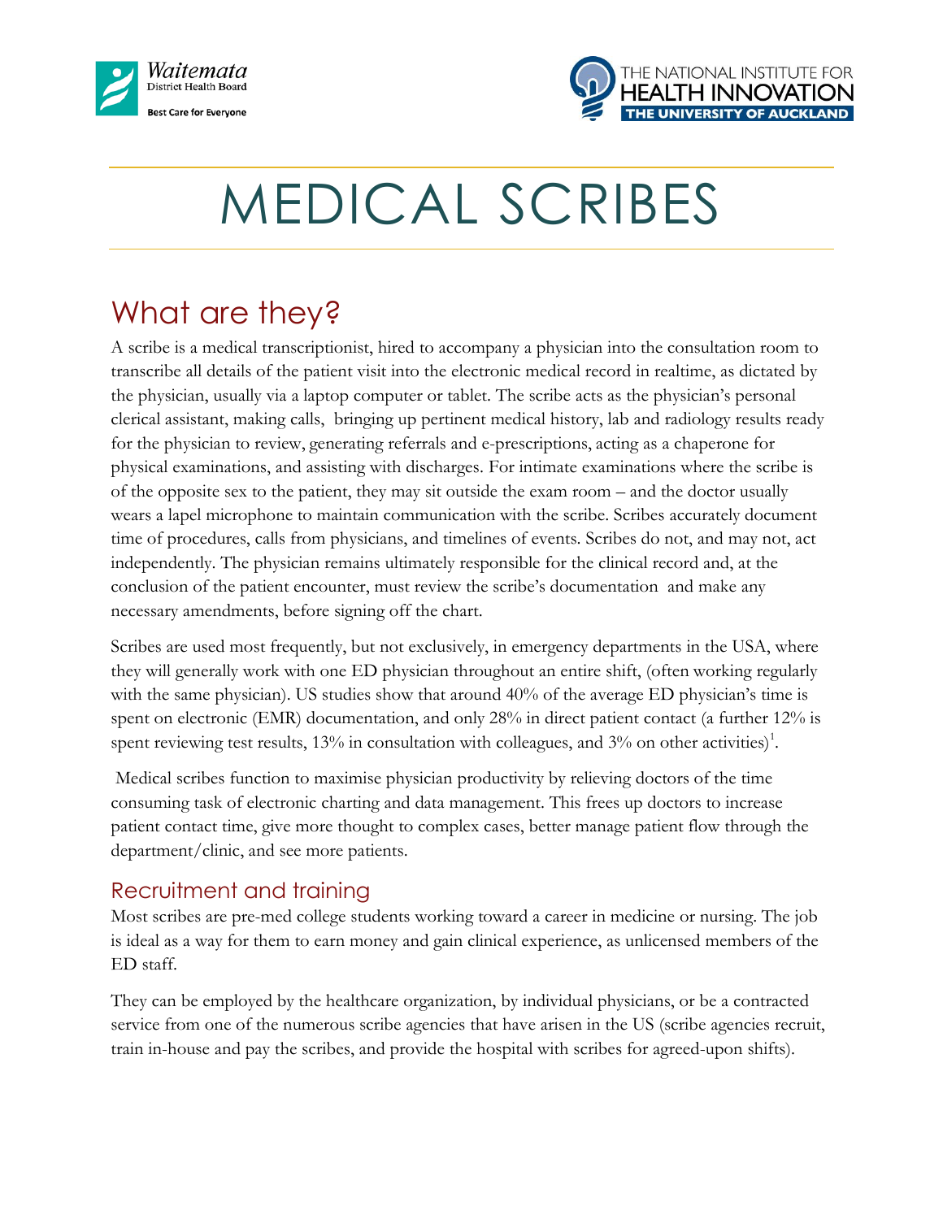# MEDICAL SCRIBES

## What are they?

A scribe is a medical transcriptionist, hired to accompany a physician into the consultation room to transcribe all details of the patient visit into the electronic medical record in realtime, as dictated by the physician, usually via a laptop computer or tablet. The scribe acts as the physician's personal clerical assistant, making calls, bringing up pertinent medical history, lab and radiology results ready for the physician to review, generating referrals and e-prescriptions, acting as a chaperone for physical examinations, and assisting with discharges. For intimate examinations where the scribe is of the opposite sex to the patient, they may sit outside the exam room – and the doctor usually wears a lapel microphone to maintain communication with the scribe. Scribes accurately document time of procedures, calls from physicians, and timelines of events. Scribes do not, and may not, act independently. The physician remains ultimately responsible for the clinical record and, at the conclusion of the patient encounter, must review the scribe's documentation and make any necessary amendments, before signing off the chart.

Scribes are used most frequently, but not exclusively, in emergency departments in the USA, where they will generally work with one ED physician throughout an entire shift, (often working regularly with the same physician). US studies show that around 40% of the average ED physician's time is spent on electronic (EMR) documentation, and only 28% in direct patient contact (a further 12% is spent reviewing test results, 13% in consultation with colleagues, and 3% on other activities)[1].

Medical scribes function to maximise physician productivity by relieving doctors of the time consuming task of electronic charting and data management. This frees up doctors to increase patient contact time, give more thought to complex cases, better manage patient flow through the department/clinic, and see more patients.

### Recruitment and training

Most scribes are pre-med college students working toward a career in medicine or nursing. The job is ideal as a way for them to earn money and gain clinical experience, as unlicensed members of the ED staff.

They can be employed by the healthcare organization, by individual physicians, or be a contracted service from one of the numerous scribe agencies that have arisen in the US (scribe agencies recruit, train in-house and pay the scribes, and provide the hospital with scribes for agreed-upon shifts).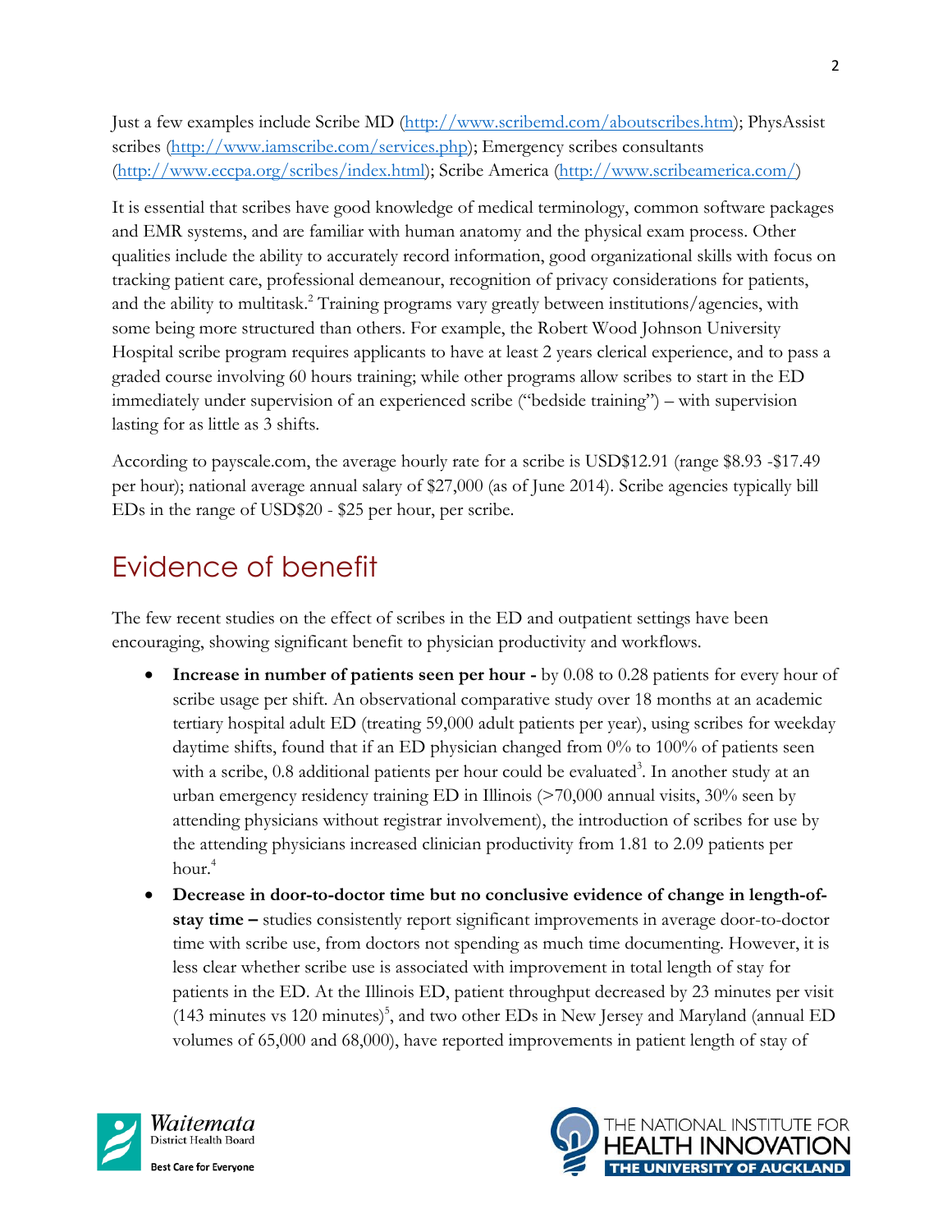Just a few examples include Scribe MD (http://www.scribemd.com/aboutscribes.htm); PhysAssist scribes (http://www.iamscribe.com/services.php); Emergency scribes consultants (http://www.eccpa.org/scribes/index.html); Scribe America (http://www.scribeamerica.com/)

It is essential that scribes have good knowledge of medical terminology, common software packages and EMR systems, and are familiar with human anatomy and the physical exam process. Other qualities include the ability to accurately record information, good organizational skills with focus on tracking patient care, professional demeanour, recognition of privacy considerations for patients, and the ability to multitask.[2] Training programs vary greatly between institutions/agencies, with some being more structured than others. For example, the Robert Wood Johnson University Hospital scribe program requires applicants to have at least 2 years clerical experience, and to pass a graded course involving 60 hours training; while other programs allow scribes to start in the ED immediately under supervision of an experienced scribe ("bedside training") – with supervision lasting for as little as 3 shifts.

According to payscale.com, the average hourly rate for a scribe is USD$12.91 (range $8.93 -$17.49 per hour); national average annual salary of $27,000 (as of June 2014). Scribe agencies typically bill EDs in the range of USD$20 - $25 per hour, per scribe.

# Evidence of benefit

The few recent studies on the effect of scribes in the ED and outpatient settings have been encouraging, showing significant benefit to physician productivity and workflows.

- **Increase in number of patients seen per hour -** by 0.08 to 0.28 patients for every hour of scribe usage per shift. An observational comparative study over 18 months at an academic tertiary hospital adult ED (treating 59,000 adult patients per year), using scribes for weekday daytime shifts, found that if an ED physician changed from 0% to 100% of patients seen with a scribe, 0.8 additional patients per hour could be evaluated[3]. In another study at an urban emergency residency training ED in Illinois (>70,000 annual visits, 30% seen by attending physicians without registrar involvement), the introduction of scribes for use by the attending physicians increased clinician productivity from 1.81 to 2.09 patients per hour.[4]
- **Decrease in door-to-doctor time but no conclusive evidence of change in length-of-stay time –** studies consistently report significant improvements in average door-to-doctor time with scribe use, from doctors not spending as much time documenting. However, it is less clear whether scribe use is associated with improvement in total length of stay for patients in the ED. At the Illinois ED, patient throughput decreased by 23 minutes per visit (143 minutes vs 120 minutes)[5], and two other EDs in New Jersey and Maryland (annual ED volumes of 65,000 and 68,000), have reported improvements in patient length of stay of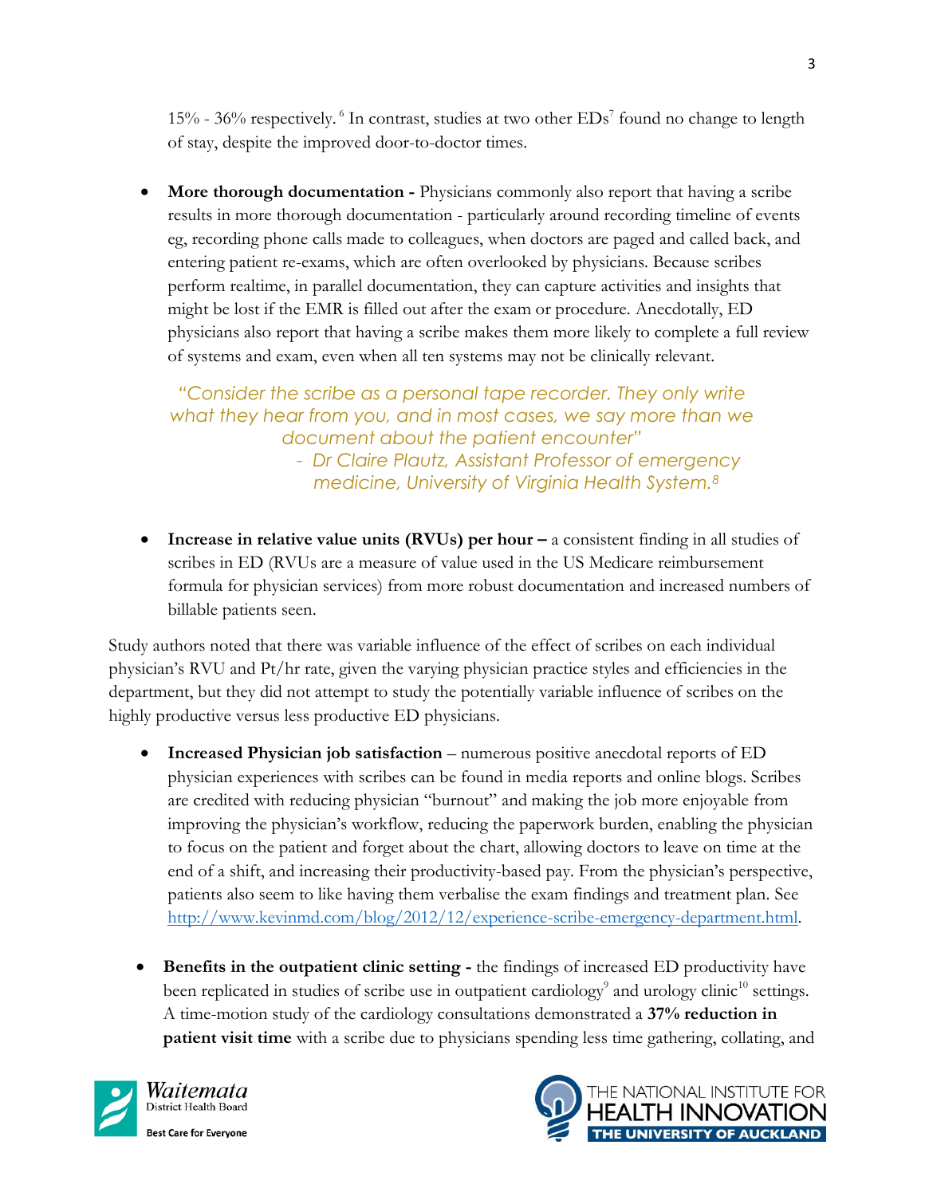15% - 36% respectively. [6] In contrast, studies at two other EDs[7] found no change to length of stay, despite the improved door-to-doctor times.

- **More thorough documentation -** Physicians commonly also report that having a scribe results in more thorough documentation - particularly around recording timeline of events eg, recording phone calls made to colleagues, when doctors are paged and called back, and entering patient re-exams, which are often overlooked by physicians. Because scribes perform realtime, in parallel documentation, they can capture activities and insights that might be lost if the EMR is filled out after the exam or procedure. Anecdotally, ED physicians also report that having a scribe makes them more likely to complete a full review of systems and exam, even when all ten systems may not be clinically relevant.

> *"Consider the scribe as a personal tape recorder. They only write what they hear from you, and in most cases, we say more than we document about the patient encounter"*
> *- Dr Claire Plautz, Assistant Professor of emergency medicine, University of Virginia Health System.*[8]

- **Increase in relative value units (RVUs) per hour –** a consistent finding in all studies of scribes in ED (RVUs are a measure of value used in the US Medicare reimbursement formula for physician services) from more robust documentation and increased numbers of billable patients seen.

Study authors noted that there was variable influence of the effect of scribes on each individual physician's RVU and Pt/hr rate, given the varying physician practice styles and efficiencies in the department, but they did not attempt to study the potentially variable influence of scribes on the highly productive versus less productive ED physicians.

- **Increased Physician job satisfaction** – numerous positive anecdotal reports of ED physician experiences with scribes can be found in media reports and online blogs. Scribes are credited with reducing physician "burnout" and making the job more enjoyable from improving the physician's workflow, reducing the paperwork burden, enabling the physician to focus on the patient and forget about the chart, allowing doctors to leave on time at the end of a shift, and increasing their productivity-based pay. From the physician's perspective, patients also seem to like having them verbalise the exam findings and treatment plan. See http://www.kevinmd.com/blog/2012/12/experience-scribe-emergency-department.html.

- **Benefits in the outpatient clinic setting -** the findings of increased ED productivity have been replicated in studies of scribe use in outpatient cardiology[9] and urology clinic[10] settings. A time-motion study of the cardiology consultations demonstrated a **37% reduction in patient visit time** with a scribe due to physicians spending less time gathering, collating, and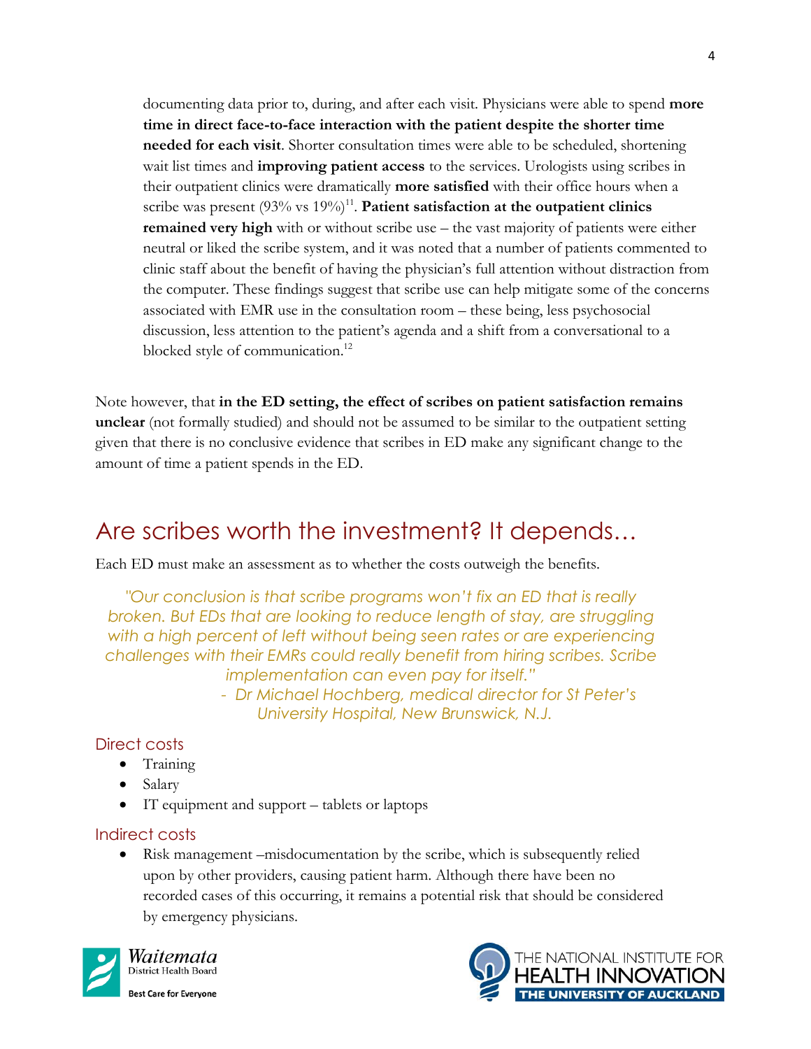documenting data prior to, during, and after each visit. Physicians were able to spend **more time in direct face-to-face interaction with the patient despite the shorter time needed for each visit**. Shorter consultation times were able to be scheduled, shortening wait list times and **improving patient access** to the services. Urologists using scribes in their outpatient clinics were dramatically **more satisfied** with their office hours when a scribe was present (93% vs 19%)[11]. **Patient satisfaction at the outpatient clinics remained very high** with or without scribe use – the vast majority of patients were either neutral or liked the scribe system, and it was noted that a number of patients commented to clinic staff about the benefit of having the physician's full attention without distraction from the computer. These findings suggest that scribe use can help mitigate some of the concerns associated with EMR use in the consultation room – these being, less psychosocial discussion, less attention to the patient's agenda and a shift from a conversational to a blocked style of communication.[12]

Note however, that **in the ED setting, the effect of scribes on patient satisfaction remains unclear** (not formally studied) and should not be assumed to be similar to the outpatient setting given that there is no conclusive evidence that scribes in ED make any significant change to the amount of time a patient spends in the ED.

## Are scribes worth the investment? It depends…

Each ED must make an assessment as to whether the costs outweigh the benefits.

> *"Our conclusion is that scribe programs won't fix an ED that is really broken. But EDs that are looking to reduce length of stay, are struggling with a high percent of left without being seen rates or are experiencing challenges with their EMRs could really benefit from hiring scribes. Scribe implementation can even pay for itself."*
>
> *- Dr Michael Hochberg, medical director for St Peter's University Hospital, New Brunswick, N.J.*

### Direct costs

- Training
- Salary
- IT equipment and support – tablets or laptops

### Indirect costs

- Risk management –misdocumentation by the scribe, which is subsequently relied upon by other providers, causing patient harm. Although there have been no recorded cases of this occurring, it remains a potential risk that should be considered by emergency physicians.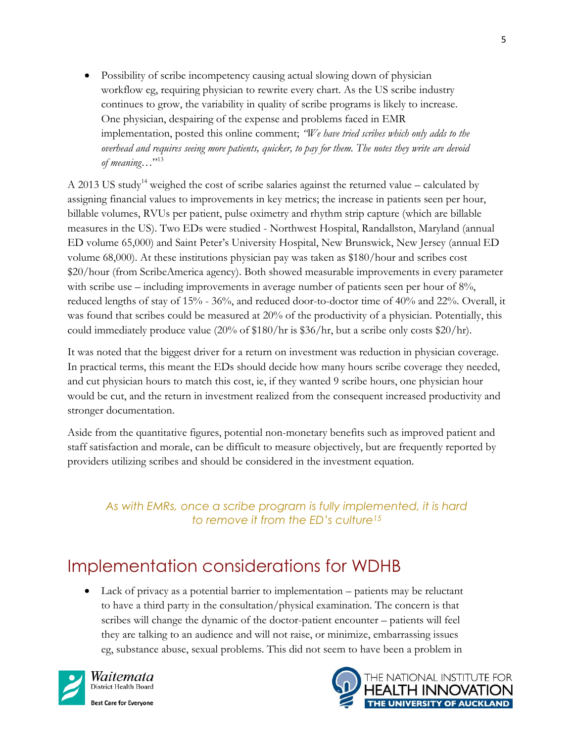- Possibility of scribe incompetency causing actual slowing down of physician workflow eg, requiring physician to rewrite every chart. As the US scribe industry continues to grow, the variability in quality of scribe programs is likely to increase. One physician, despairing of the expense and problems faced in EMR implementation, posted this online comment; *"We have tried scribes which only adds to the overhead and requires seeing more patients, quicker, to pay for them. The notes they write are devoid of meaning…"*[13]

A 2013 US study[14] weighed the cost of scribe salaries against the returned value – calculated by assigning financial values to improvements in key metrics; the increase in patients seen per hour, billable volumes, RVUs per patient, pulse oximetry and rhythm strip capture (which are billable measures in the US). Two EDs were studied - Northwest Hospital, Randallston, Maryland (annual ED volume 65,000) and Saint Peter's University Hospital, New Brunswick, New Jersey (annual ED volume 68,000). At these institutions physician pay was taken as $180/hour and scribes cost $20/hour (from ScribeAmerica agency). Both showed measurable improvements in every parameter with scribe use – including improvements in average number of patients seen per hour of 8%, reduced lengths of stay of 15% - 36%, and reduced door-to-doctor time of 40% and 22%. Overall, it was found that scribes could be measured at 20% of the productivity of a physician. Potentially, this could immediately produce value (20% of $180/hr is $36/hr, but a scribe only costs $20/hr).

It was noted that the biggest driver for a return on investment was reduction in physician coverage. In practical terms, this meant the EDs should decide how many hours scribe coverage they needed, and cut physician hours to match this cost, ie, if they wanted 9 scribe hours, one physician hour would be cut, and the return in investment realized from the consequent increased productivity and stronger documentation.

Aside from the quantitative figures, potential non-monetary benefits such as improved patient and staff satisfaction and morale, can be difficult to measure objectively, but are frequently reported by providers utilizing scribes and should be considered in the investment equation.

*As with EMRs, once a scribe program is fully implemented, it is hard to remove it from the ED's culture*[15]

# Implementation considerations for WDHB

- Lack of privacy as a potential barrier to implementation – patients may be reluctant to have a third party in the consultation/physical examination. The concern is that scribes will change the dynamic of the doctor-patient encounter – patients will feel they are talking to an audience and will not raise, or minimize, embarrassing issues eg, substance abuse, sexual problems. This did not seem to have been a problem in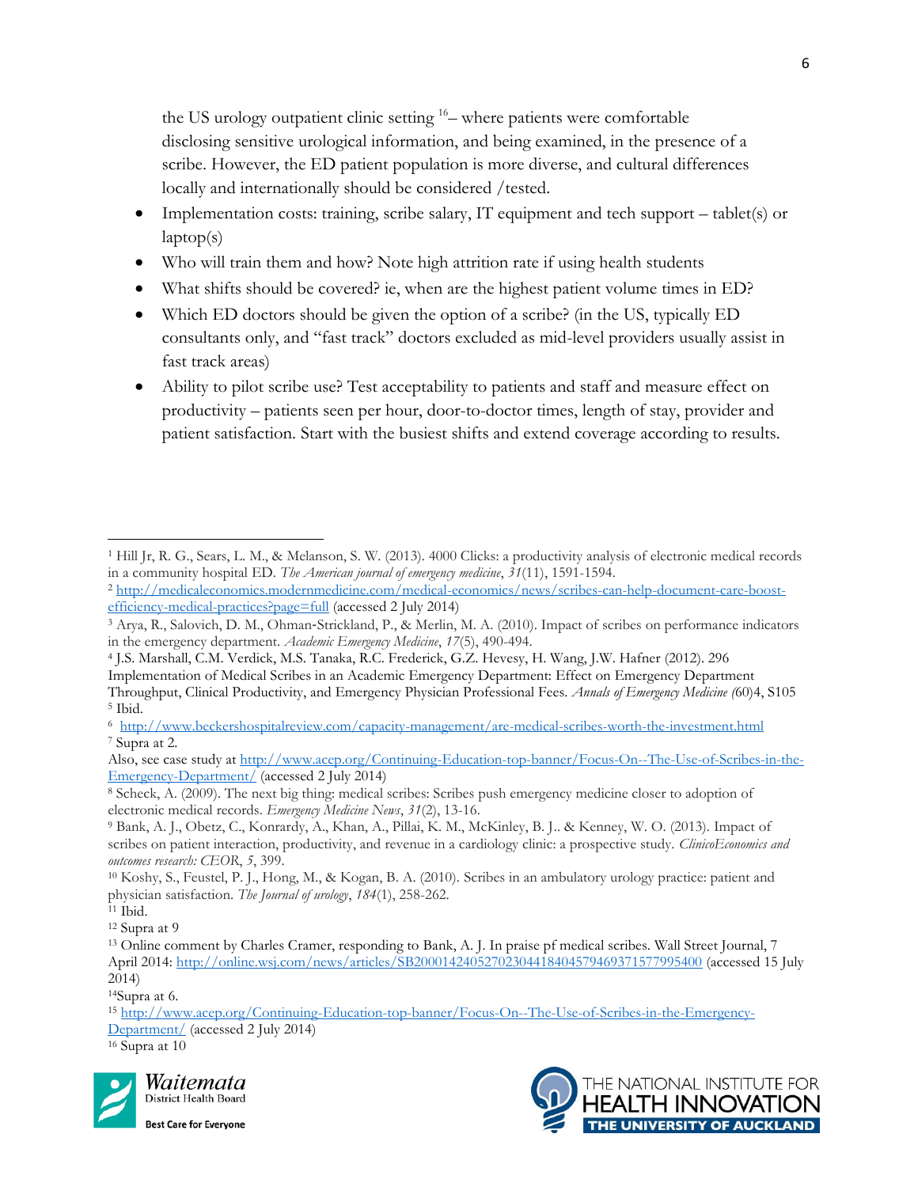the US urology outpatient clinic setting [16]– where patients were comfortable disclosing sensitive urological information, and being examined, in the presence of a scribe. However, the ED patient population is more diverse, and cultural differences locally and internationally should be considered /tested.

- Implementation costs: training, scribe salary, IT equipment and tech support – tablet(s) or laptop(s)
- Who will train them and how? Note high attrition rate if using health students
- What shifts should be covered? ie, when are the highest patient volume times in ED?
- Which ED doctors should be given the option of a scribe? (in the US, typically ED consultants only, and "fast track" doctors excluded as mid-level providers usually assist in fast track areas)
- Ability to pilot scribe use? Test acceptability to patients and staff and measure effect on productivity – patients seen per hour, door-to-doctor times, length of stay, provider and patient satisfaction. Start with the busiest shifts and extend coverage according to results.

---

[1] Hill Jr, R. G., Sears, L. M., & Melanson, S. W. (2013). 4000 Clicks: a productivity analysis of electronic medical records in a community hospital ED. *The American journal of emergency medicine*, *31*(11), 1591-1594.

[2] http://medicaleconomics.modernmedicine.com/medical-economics/news/scribes-can-help-document-care-boost-efficiency-medical-practices?page=full (accessed 2 July 2014)

[3] Arya, R., Salovich, D. M., Ohman‐Strickland, P., & Merlin, M. A. (2010). Impact of scribes on performance indicators in the emergency department. *Academic Emergency Medicine*, *17*(5), 490-494.

[4] J.S. Marshall, C.M. Verdick, M.S. Tanaka, R.C. Frederick, G.Z. Hevesy, H. Wang, J.W. Hafner (2012). 296 Implementation of Medical Scribes in an Academic Emergency Department: Effect on Emergency Department Throughput, Clinical Productivity, and Emergency Physician Professional Fees. *Annals of Emergency Medicine (*60)4, S105

[5] Ibid.

[6] http://www.beckershospitalreview.com/capacity-management/are-medical-scribes-worth-the-investment.html

[7] Supra at 2.

Also, see case study at http://www.acep.org/Continuing-Education-top-banner/Focus-On--The-Use-of-Scribes-in-the-Emergency-Department/ (accessed 2 July 2014)

[8] Scheck, A. (2009). The next big thing: medical scribes: Scribes push emergency medicine closer to adoption of electronic medical records. *Emergency Medicine News*, *31*(2), 13-16.

[9] Bank, A. J., Obetz, C., Konrardy, A., Khan, A., Pillai, K. M., McKinley, B. J.. & Kenney, W. O. (2013). Impact of scribes on patient interaction, productivity, and revenue in a cardiology clinic: a prospective study. *ClinicoEconomics and outcomes research: CEOR*, *5*, 399.

[10] Koshy, S., Feustel, P. J., Hong, M., & Kogan, B. A. (2010). Scribes in an ambulatory urology practice: patient and physician satisfaction. *The Journal of urology*, *184*(1), 258-262.

[11] Ibid.

[12] Supra at 9

[13] Online comment by Charles Cramer, responding to Bank, A. J. In praise pf medical scribes. Wall Street Journal, 7 April 2014: http://online.wsj.com/news/articles/SB20001424052702304418404579469371577995400 (accessed 15 July 2014)

[14]Supra at 6.

[15] http://www.acep.org/Continuing-Education-top-banner/Focus-On--The-Use-of-Scribes-in-the-Emergency-Department/ (accessed 2 July 2014)

[16] Supra at 10

Waitemata District Health Board
Best Care for Everyone

THE NATIONAL INSTITUTE FOR HEALTH INNOVATION
THE UNIVERSITY OF AUCKLAND